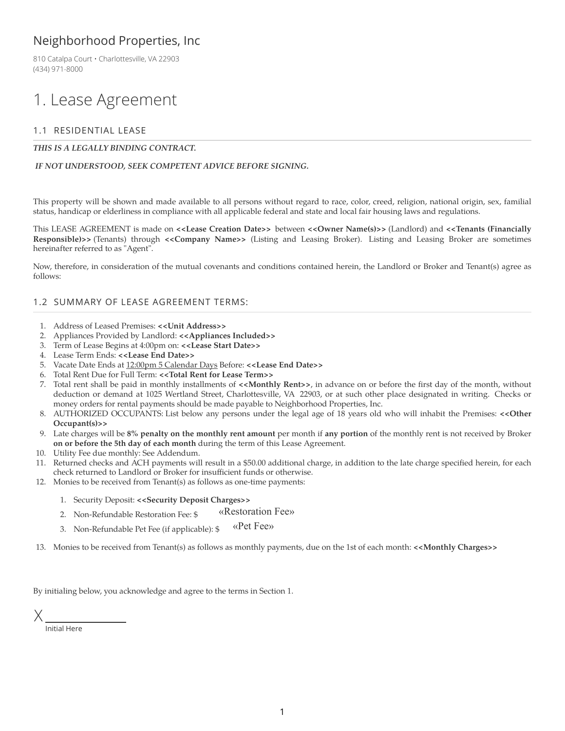Neighborhood Properties, Inc

810 Catalpa Court • Charlottesville, VA 22903
(434) 971-8000

# 1. Lease Agreement

## 1.1 RESIDENTIAL LEASE

***THIS IS A LEGALLY BINDING CONTRACT.***

***IF NOT UNDERSTOOD, SEEK COMPETENT ADVICE BEFORE SIGNING.***

This property will be shown and made available to all persons without regard to race, color, creed, religion, national origin, sex, familial status, handicap or elderliness in compliance with all applicable federal and state and local fair housing laws and regulations.

This LEASE AGREEMENT is made on **<<Lease Creation Date>>** between **<<Owner Name(s)>>** (Landlord) and **<<Tenants (Financially Responsible)>>** (Tenants) through **<<Company Name>>** (Listing and Leasing Broker). Listing and Leasing Broker are sometimes hereinafter referred to as "Agent".

Now, therefore, in consideration of the mutual covenants and conditions contained herein, the Landlord or Broker and Tenant(s) agree as follows:

## 1.2 SUMMARY OF LEASE AGREEMENT TERMS:

1. Address of Leased Premises: **<<Unit Address>>**
2. Appliances Provided by Landlord: **<<Appliances Included>>**
3. Term of Lease Begins at 4:00pm on: **<<Lease Start Date>>**
4. Lease Term Ends: **<<Lease End Date>>**
5. Vacate Date Ends at 12:00pm 5 Calendar Days Before: **<<Lease End Date>>**
6. Total Rent Due for Full Term: **<<Total Rent for Lease Term>>**
7. Total rent shall be paid in monthly installments of **<<Monthly Rent>>**, in advance on or before the first day of the month, without deduction or demand at 1025 Wertland Street, Charlottesville, VA 22903, or at such other place designated in writing. Checks or money orders for rental payments should be made payable to Neighborhood Properties, Inc.
8. AUTHORIZED OCCUPANTS: List below any persons under the legal age of 18 years old who will inhabit the Premises: **<<Other Occupant(s)>>**
9. Late charges will be **8% penalty on the monthly rent amount** per month if **any portion** of the monthly rent is not received by Broker **on or before the 5th day of each month** during the term of this Lease Agreement.
10. Utility Fee due monthly: See Addendum.
11. Returned checks and ACH payments will result in a $50.00 additional charge, in addition to the late charge specified herein, for each check returned to Landlord or Broker for insufficient funds or otherwise.
12. Monies to be received from Tenant(s) as follows as one-time payments:
    1. Security Deposit: **<<Security Deposit Charges>>**
    2. Non-Refundable Restoration Fee: $ «Restoration Fee»
    3. Non-Refundable Pet Fee (if applicable): $ «Pet Fee»
13. Monies to be received from Tenant(s) as follows as monthly payments, due on the 1st of each month: **<<Monthly Charges>>**

By initialing below, you acknowledge and agree to the terms in Section 1.

X ______________

Initial Here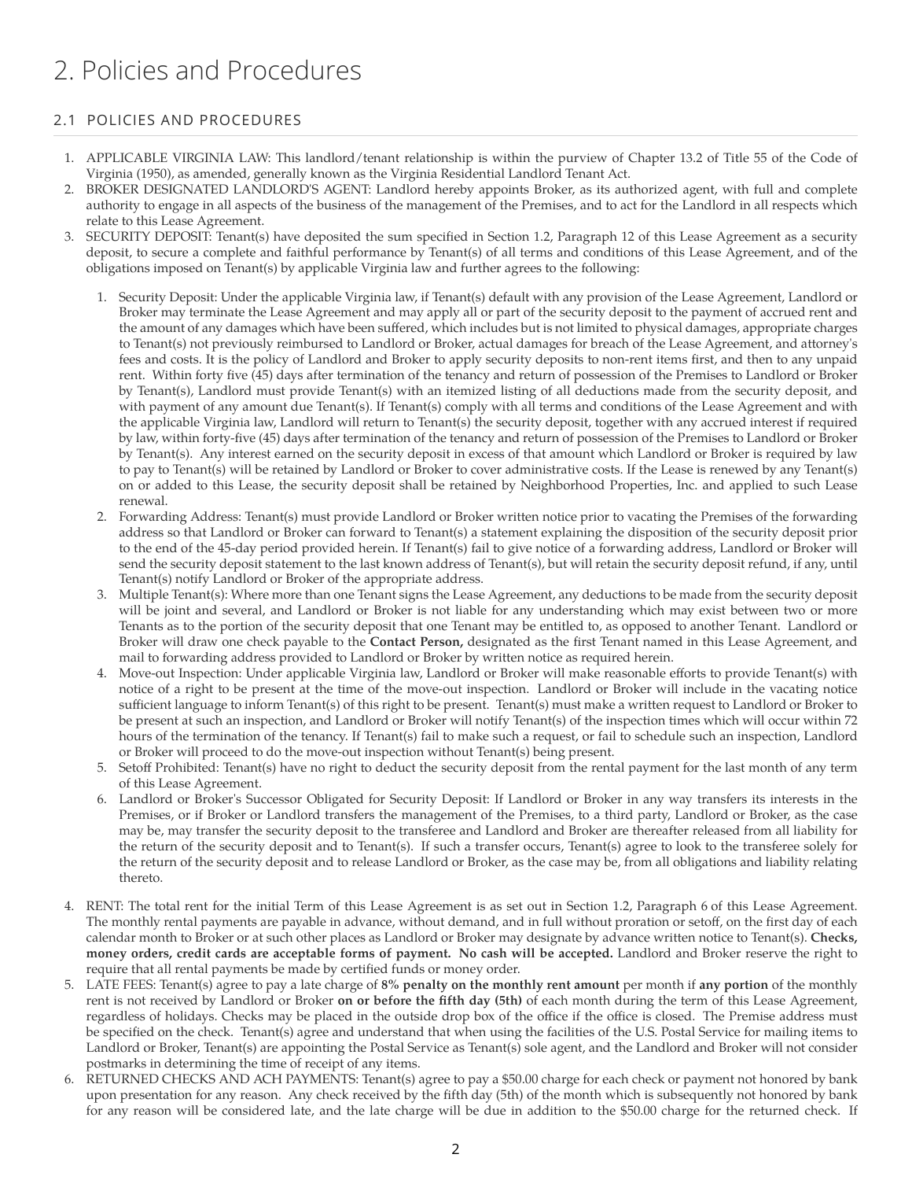# 2. Policies and Procedures

## 2.1 POLICIES AND PROCEDURES

1. APPLICABLE VIRGINIA LAW: This landlord/tenant relationship is within the purview of Chapter 13.2 of Title 55 of the Code of Virginia (1950), as amended, generally known as the Virginia Residential Landlord Tenant Act.
2. BROKER DESIGNATED LANDLORD'S AGENT: Landlord hereby appoints Broker, as its authorized agent, with full and complete authority to engage in all aspects of the business of the management of the Premises, and to act for the Landlord in all respects which relate to this Lease Agreement.
3. SECURITY DEPOSIT: Tenant(s) have deposited the sum specified in Section 1.2, Paragraph 12 of this Lease Agreement as a security deposit, to secure a complete and faithful performance by Tenant(s) of all terms and conditions of this Lease Agreement, and of the obligations imposed on Tenant(s) by applicable Virginia law and further agrees to the following:
    1. Security Deposit: Under the applicable Virginia law, if Tenant(s) default with any provision of the Lease Agreement, Landlord or Broker may terminate the Lease Agreement and may apply all or part of the security deposit to the payment of accrued rent and the amount of any damages which have been suffered, which includes but is not limited to physical damages, appropriate charges to Tenant(s) not previously reimbursed to Landlord or Broker, actual damages for breach of the Lease Agreement, and attorney's fees and costs. It is the policy of Landlord and Broker to apply security deposits to non-rent items first, and then to any unpaid rent. Within forty five (45) days after termination of the tenancy and return of possession of the Premises to Landlord or Broker by Tenant(s), Landlord must provide Tenant(s) with an itemized listing of all deductions made from the security deposit, and with payment of any amount due Tenant(s). If Tenant(s) comply with all terms and conditions of the Lease Agreement and with the applicable Virginia law, Landlord will return to Tenant(s) the security deposit, together with any accrued interest if required by law, within forty-five (45) days after termination of the tenancy and return of possession of the Premises to Landlord or Broker by Tenant(s). Any interest earned on the security deposit in excess of that amount which Landlord or Broker is required by law to pay to Tenant(s) will be retained by Landlord or Broker to cover administrative costs. If the Lease is renewed by any Tenant(s) on or added to this Lease, the security deposit shall be retained by Neighborhood Properties, Inc. and applied to such Lease renewal.
    2. Forwarding Address: Tenant(s) must provide Landlord or Broker written notice prior to vacating the Premises of the forwarding address so that Landlord or Broker can forward to Tenant(s) a statement explaining the disposition of the security deposit prior to the end of the 45-day period provided herein. If Tenant(s) fail to give notice of a forwarding address, Landlord or Broker will send the security deposit statement to the last known address of Tenant(s), but will retain the security deposit refund, if any, until Tenant(s) notify Landlord or Broker of the appropriate address.
    3. Multiple Tenant(s): Where more than one Tenant signs the Lease Agreement, any deductions to be made from the security deposit will be joint and several, and Landlord or Broker is not liable for any understanding which may exist between two or more Tenants as to the portion of the security deposit that one Tenant may be entitled to, as opposed to another Tenant. Landlord or Broker will draw one check payable to the **Contact Person,** designated as the first Tenant named in this Lease Agreement, and mail to forwarding address provided to Landlord or Broker by written notice as required herein.
    4. Move-out Inspection: Under applicable Virginia law, Landlord or Broker will make reasonable efforts to provide Tenant(s) with notice of a right to be present at the time of the move-out inspection. Landlord or Broker will include in the vacating notice sufficient language to inform Tenant(s) of this right to be present. Tenant(s) must make a written request to Landlord or Broker to be present at such an inspection, and Landlord or Broker will notify Tenant(s) of the inspection times which will occur within 72 hours of the termination of the tenancy. If Tenant(s) fail to make such a request, or fail to schedule such an inspection, Landlord or Broker will proceed to do the move-out inspection without Tenant(s) being present.
    5. Setoff Prohibited: Tenant(s) have no right to deduct the security deposit from the rental payment for the last month of any term of this Lease Agreement.
    6. Landlord or Broker's Successor Obligated for Security Deposit: If Landlord or Broker in any way transfers its interests in the Premises, or if Broker or Landlord transfers the management of the Premises, to a third party, Landlord or Broker, as the case may be, may transfer the security deposit to the transferee and Landlord and Broker are thereafter released from all liability for the return of the security deposit and to Tenant(s). If such a transfer occurs, Tenant(s) agree to look to the transferee solely for the return of the security deposit and to release Landlord or Broker, as the case may be, from all obligations and liability relating thereto.
4. RENT: The total rent for the initial Term of this Lease Agreement is as set out in Section 1.2, Paragraph 6 of this Lease Agreement. The monthly rental payments are payable in advance, without demand, and in full without proration or setoff, on the first day of each calendar month to Broker or at such other places as Landlord or Broker may designate by advance written notice to Tenant(s). **Checks, money orders, credit cards are acceptable forms of payment. No cash will be accepted.** Landlord and Broker reserve the right to require that all rental payments be made by certified funds or money order.
5. LATE FEES: Tenant(s) agree to pay a late charge of **8% penalty on the monthly rent amount** per month if **any portion** of the monthly rent is not received by Landlord or Broker **on or before the fifth day (5th)** of each month during the term of this Lease Agreement, regardless of holidays. Checks may be placed in the outside drop box of the office if the office is closed. The Premise address must be specified on the check. Tenant(s) agree and understand that when using the facilities of the U.S. Postal Service for mailing items to Landlord or Broker, Tenant(s) are appointing the Postal Service as Tenant(s) sole agent, and the Landlord and Broker will not consider postmarks in determining the time of receipt of any items.
6. RETURNED CHECKS AND ACH PAYMENTS: Tenant(s) agree to pay a $50.00 charge for each check or payment not honored by bank upon presentation for any reason. Any check received by the fifth day (5th) of the month which is subsequently not honored by bank for any reason will be considered late, and the late charge will be due in addition to the $50.00 charge for the returned check. If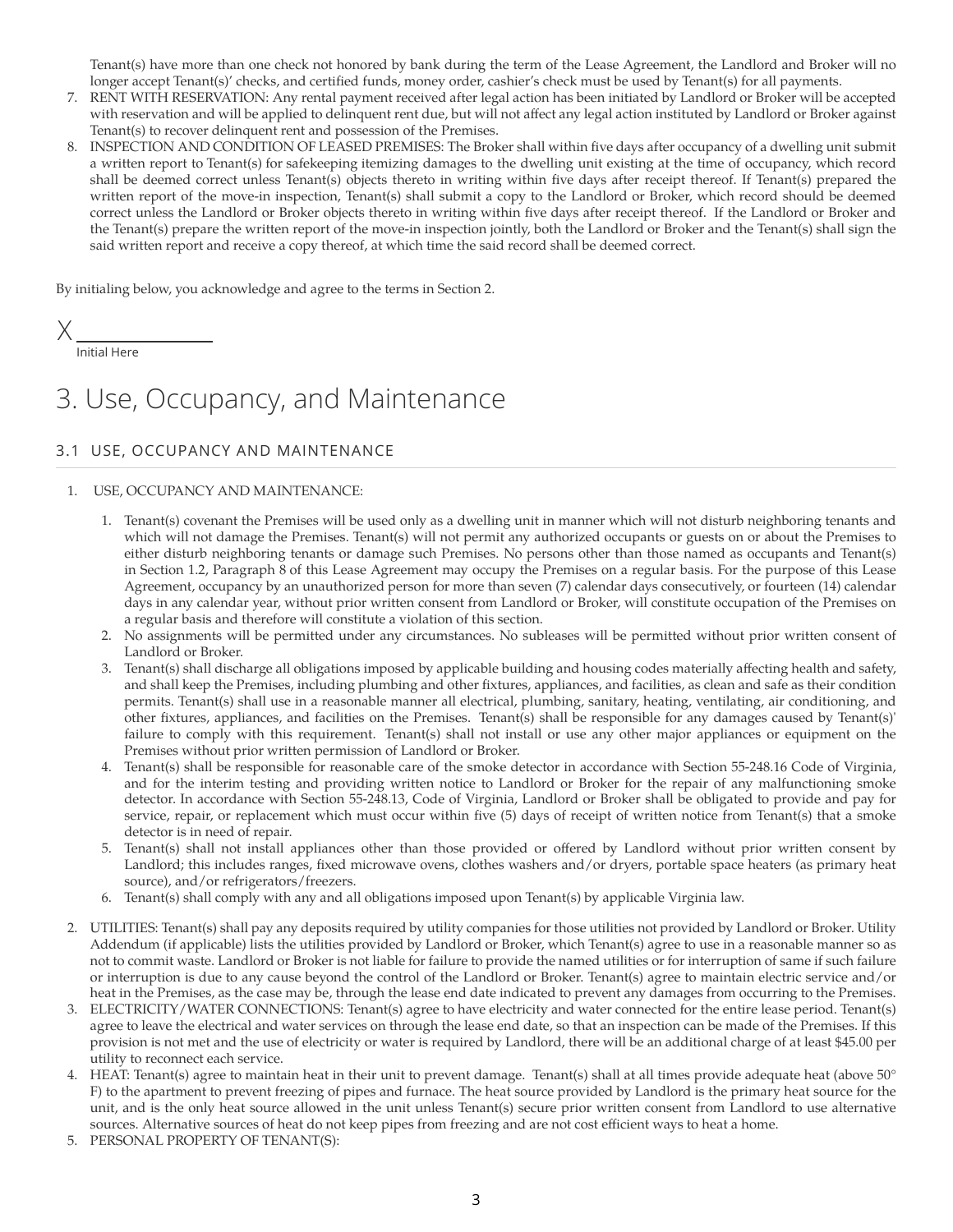Tenant(s) have more than one check not honored by bank during the term of the Lease Agreement, the Landlord and Broker will no longer accept Tenant(s)' checks, and certified funds, money order, cashier's check must be used by Tenant(s) for all payments.

7. RENT WITH RESERVATION: Any rental payment received after legal action has been initiated by Landlord or Broker will be accepted with reservation and will be applied to delinquent rent due, but will not affect any legal action instituted by Landlord or Broker against Tenant(s) to recover delinquent rent and possession of the Premises.
8. INSPECTION AND CONDITION OF LEASED PREMISES: The Broker shall within five days after occupancy of a dwelling unit submit a written report to Tenant(s) for safekeeping itemizing damages to the dwelling unit existing at the time of occupancy, which record shall be deemed correct unless Tenant(s) objects thereto in writing within five days after receipt thereof. If Tenant(s) prepared the written report of the move-in inspection, Tenant(s) shall submit a copy to the Landlord or Broker, which record should be deemed correct unless the Landlord or Broker objects thereto in writing within five days after receipt thereof. If the Landlord or Broker and the Tenant(s) prepare the written report of the move-in inspection jointly, both the Landlord or Broker and the Tenant(s) shall sign the said written report and receive a copy thereof, at which time the said record shall be deemed correct.

By initialing below, you acknowledge and agree to the terms in Section 2.

X ______________

Initial Here

# 3. Use, Occupancy, and Maintenance

## 3.1 USE, OCCUPANCY AND MAINTENANCE

1. USE, OCCUPANCY AND MAINTENANCE:
   1. Tenant(s) covenant the Premises will be used only as a dwelling unit in manner which will not disturb neighboring tenants and which will not damage the Premises. Tenant(s) will not permit any authorized occupants or guests on or about the Premises to either disturb neighboring tenants or damage such Premises. No persons other than those named as occupants and Tenant(s) in Section 1.2, Paragraph 8 of this Lease Agreement may occupy the Premises on a regular basis. For the purpose of this Lease Agreement, occupancy by an unauthorized person for more than seven (7) calendar days consecutively, or fourteen (14) calendar days in any calendar year, without prior written consent from Landlord or Broker, will constitute occupation of the Premises on a regular basis and therefore will constitute a violation of this section.
   2. No assignments will be permitted under any circumstances. No subleases will be permitted without prior written consent of Landlord or Broker.
   3. Tenant(s) shall discharge all obligations imposed by applicable building and housing codes materially affecting health and safety, and shall keep the Premises, including plumbing and other fixtures, appliances, and facilities, as clean and safe as their condition permits. Tenant(s) shall use in a reasonable manner all electrical, plumbing, sanitary, heating, ventilating, air conditioning, and other fixtures, appliances, and facilities on the Premises. Tenant(s) shall be responsible for any damages caused by Tenant(s)' failure to comply with this requirement. Tenant(s) shall not install or use any other major appliances or equipment on the Premises without prior written permission of Landlord or Broker.
   4. Tenant(s) shall be responsible for reasonable care of the smoke detector in accordance with Section 55-248.16 Code of Virginia, and for the interim testing and providing written notice to Landlord or Broker for the repair of any malfunctioning smoke detector. In accordance with Section 55-248.13, Code of Virginia, Landlord or Broker shall be obligated to provide and pay for service, repair, or replacement which must occur within five (5) days of receipt of written notice from Tenant(s) that a smoke detector is in need of repair.
   5. Tenant(s) shall not install appliances other than those provided or offered by Landlord without prior written consent by Landlord; this includes ranges, fixed microwave ovens, clothes washers and/or dryers, portable space heaters (as primary heat source), and/or refrigerators/freezers.
   6. Tenant(s) shall comply with any and all obligations imposed upon Tenant(s) by applicable Virginia law.
2. UTILITIES: Tenant(s) shall pay any deposits required by utility companies for those utilities not provided by Landlord or Broker. Utility Addendum (if applicable) lists the utilities provided by Landlord or Broker, which Tenant(s) agree to use in a reasonable manner so as not to commit waste. Landlord or Broker is not liable for failure to provide the named utilities or for interruption of same if such failure or interruption is due to any cause beyond the control of the Landlord or Broker. Tenant(s) agree to maintain electric service and/or heat in the Premises, as the case may be, through the lease end date indicated to prevent any damages from occurring to the Premises.
3. ELECTRICITY/WATER CONNECTIONS: Tenant(s) agree to have electricity and water connected for the entire lease period. Tenant(s) agree to leave the electrical and water services on through the lease end date, so that an inspection can be made of the Premises. If this provision is not met and the use of electricity or water is required by Landlord, there will be an additional charge of at least $45.00 per utility to reconnect each service.
4. HEAT: Tenant(s) agree to maintain heat in their unit to prevent damage. Tenant(s) shall at all times provide adequate heat (above 50° F) to the apartment to prevent freezing of pipes and furnace. The heat source provided by Landlord is the primary heat source for the unit, and is the only heat source allowed in the unit unless Tenant(s) secure prior written consent from Landlord to use alternative sources. Alternative sources of heat do not keep pipes from freezing and are not cost efficient ways to heat a home.
5. PERSONAL PROPERTY OF TENANT(S):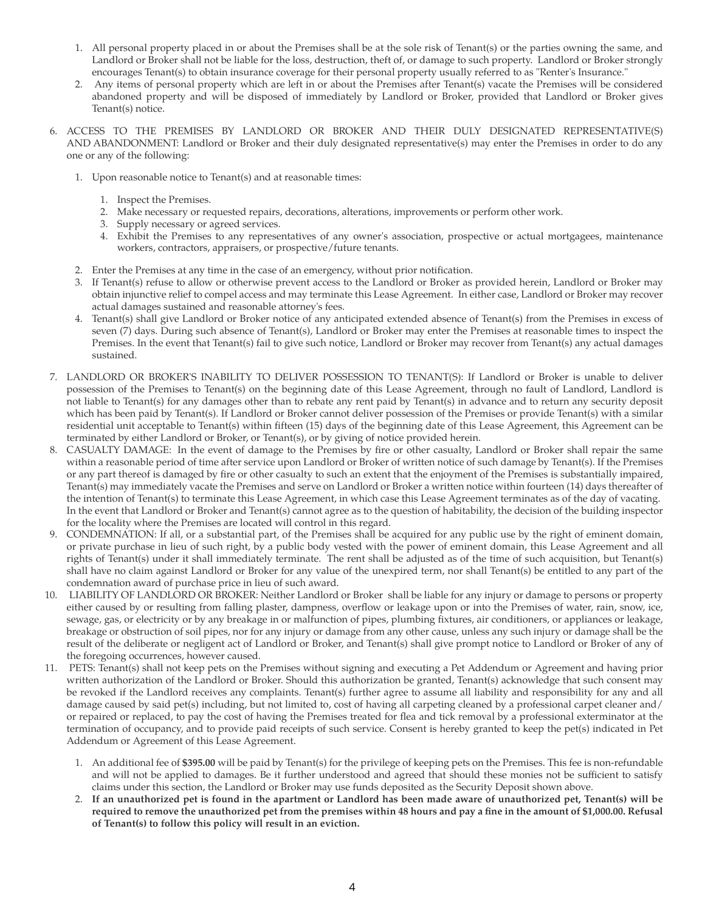1. All personal property placed in or about the Premises shall be at the sole risk of Tenant(s) or the parties owning the same, and Landlord or Broker shall not be liable for the loss, destruction, theft of, or damage to such property. Landlord or Broker strongly encourages Tenant(s) to obtain insurance coverage for their personal property usually referred to as "Renter's Insurance."
2. Any items of personal property which are left in or about the Premises after Tenant(s) vacate the Premises will be considered abandoned property and will be disposed of immediately by Landlord or Broker, provided that Landlord or Broker gives Tenant(s) notice.

6. ACCESS TO THE PREMISES BY LANDLORD OR BROKER AND THEIR DULY DESIGNATED REPRESENTATIVE(S) AND ABANDONMENT: Landlord or Broker and their duly designated representative(s) may enter the Premises in order to do any one or any of the following:

   1. Upon reasonable notice to Tenant(s) and at reasonable times:

      1. Inspect the Premises.
      2. Make necessary or requested repairs, decorations, alterations, improvements or perform other work.
      3. Supply necessary or agreed services.
      4. Exhibit the Premises to any representatives of any owner's association, prospective or actual mortgagees, maintenance workers, contractors, appraisers, or prospective/future tenants.

   2. Enter the Premises at any time in the case of an emergency, without prior notification.
   3. If Tenant(s) refuse to allow or otherwise prevent access to the Landlord or Broker as provided herein, Landlord or Broker may obtain injunctive relief to compel access and may terminate this Lease Agreement. In either case, Landlord or Broker may recover actual damages sustained and reasonable attorney's fees.
   4. Tenant(s) shall give Landlord or Broker notice of any anticipated extended absence of Tenant(s) from the Premises in excess of seven (7) days. During such absence of Tenant(s), Landlord or Broker may enter the Premises at reasonable times to inspect the Premises. In the event that Tenant(s) fail to give such notice, Landlord or Broker may recover from Tenant(s) any actual damages sustained.

7. LANDLORD OR BROKER'S INABILITY TO DELIVER POSSESSION TO TENANT(S): If Landlord or Broker is unable to deliver possession of the Premises to Tenant(s) on the beginning date of this Lease Agreement, through no fault of Landlord, Landlord is not liable to Tenant(s) for any damages other than to rebate any rent paid by Tenant(s) in advance and to return any security deposit which has been paid by Tenant(s). If Landlord or Broker cannot deliver possession of the Premises or provide Tenant(s) with a similar residential unit acceptable to Tenant(s) within fifteen (15) days of the beginning date of this Lease Agreement, this Agreement can be terminated by either Landlord or Broker, or Tenant(s), or by giving of notice provided herein.
8. CASUALTY DAMAGE: In the event of damage to the Premises by fire or other casualty, Landlord or Broker shall repair the same within a reasonable period of time after service upon Landlord or Broker of written notice of such damage by Tenant(s). If the Premises or any part thereof is damaged by fire or other casualty to such an extent that the enjoyment of the Premises is substantially impaired, Tenant(s) may immediately vacate the Premises and serve on Landlord or Broker a written notice within fourteen (14) days thereafter of the intention of Tenant(s) to terminate this Lease Agreement, in which case this Lease Agreement terminates as of the day of vacating. In the event that Landlord or Broker and Tenant(s) cannot agree as to the question of habitability, the decision of the building inspector for the locality where the Premises are located will control in this regard.
9. CONDEMNATION: If all, or a substantial part, of the Premises shall be acquired for any public use by the right of eminent domain, or private purchase in lieu of such right, by a public body vested with the power of eminent domain, this Lease Agreement and all rights of Tenant(s) under it shall immediately terminate. The rent shall be adjusted as of the time of such acquisition, but Tenant(s) shall have no claim against Landlord or Broker for any value of the unexpired term, nor shall Tenant(s) be entitled to any part of the condemnation award of purchase price in lieu of such award.
10. LIABILITY OF LANDLORD OR BROKER: Neither Landlord or Broker shall be liable for any injury or damage to persons or property either caused by or resulting from falling plaster, dampness, overflow or leakage upon or into the Premises of water, rain, snow, ice, sewage, gas, or electricity or by any breakage in or malfunction of pipes, plumbing fixtures, air conditioners, or appliances or leakage, breakage or obstruction of soil pipes, nor for any injury or damage from any other cause, unless any such injury or damage shall be the result of the deliberate or negligent act of Landlord or Broker, and Tenant(s) shall give prompt notice to Landlord or Broker of any of the foregoing occurrences, however caused.
11. PETS: Tenant(s) shall not keep pets on the Premises without signing and executing a Pet Addendum or Agreement and having prior written authorization of the Landlord or Broker. Should this authorization be granted, Tenant(s) acknowledge that such consent may be revoked if the Landlord receives any complaints. Tenant(s) further agree to assume all liability and responsibility for any and all damage caused by said pet(s) including, but not limited to, cost of having all carpeting cleaned by a professional carpet cleaner and/ or repaired or replaced, to pay the cost of having the Premises treated for flea and tick removal by a professional exterminator at the termination of occupancy, and to provide paid receipts of such service. Consent is hereby granted to keep the pet(s) indicated in Pet Addendum or Agreement of this Lease Agreement.

    1. An additional fee of **$395.00** will be paid by Tenant(s) for the privilege of keeping pets on the Premises. This fee is non-refundable and will not be applied to damages. Be it further understood and agreed that should these monies not be sufficient to satisfy claims under this section, the Landlord or Broker may use funds deposited as the Security Deposit shown above.
    2. **If an unauthorized pet is found in the apartment or Landlord has been made aware of unauthorized pet, Tenant(s) will be required to remove the unauthorized pet from the premises within 48 hours and pay a fine in the amount of $1,000.00. Refusal of Tenant(s) to follow this policy will result in an eviction.**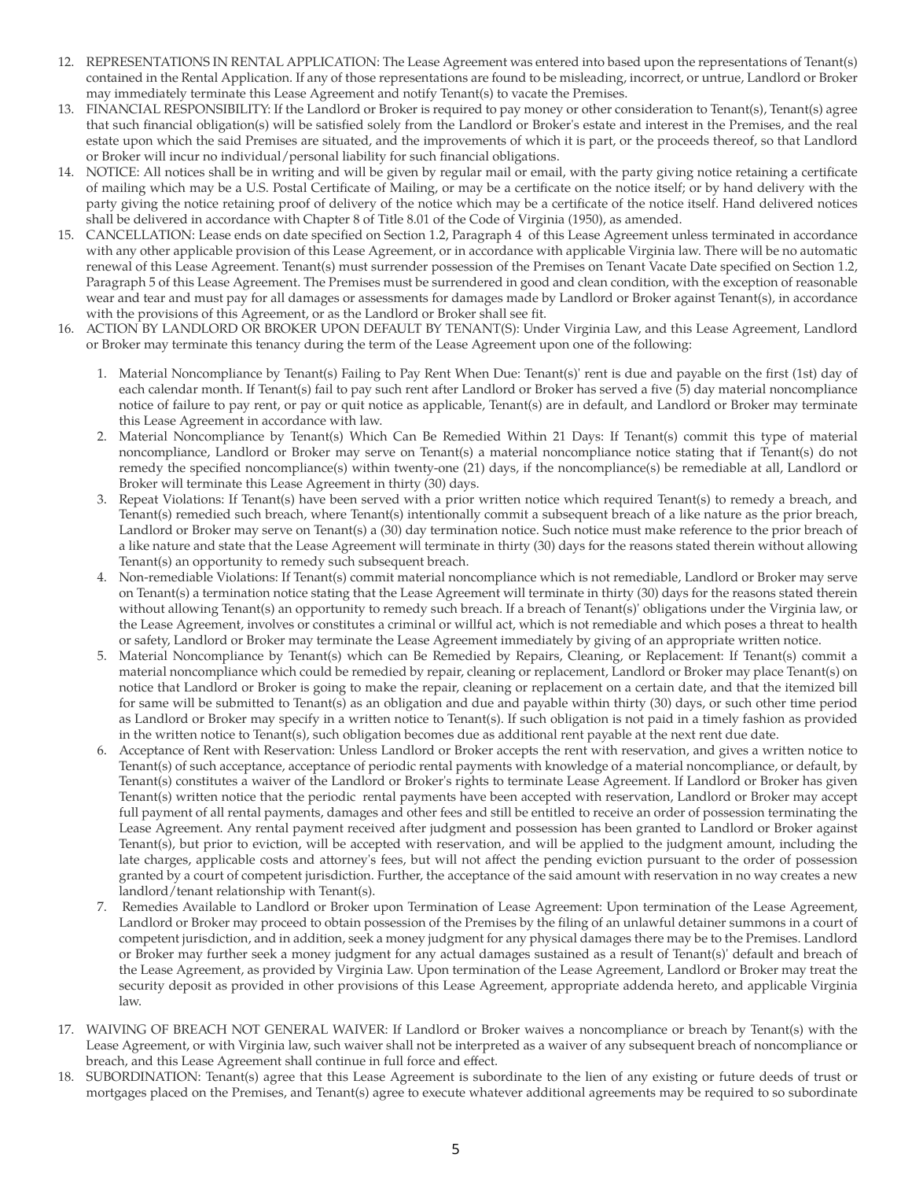12. REPRESENTATIONS IN RENTAL APPLICATION: The Lease Agreement was entered into based upon the representations of Tenant(s) contained in the Rental Application. If any of those representations are found to be misleading, incorrect, or untrue, Landlord or Broker may immediately terminate this Lease Agreement and notify Tenant(s) to vacate the Premises.
13. FINANCIAL RESPONSIBILITY: If the Landlord or Broker is required to pay money or other consideration to Tenant(s), Tenant(s) agree that such financial obligation(s) will be satisfied solely from the Landlord or Broker's estate and interest in the Premises, and the real estate upon which the said Premises are situated, and the improvements of which it is part, or the proceeds thereof, so that Landlord or Broker will incur no individual/personal liability for such financial obligations.
14. NOTICE: All notices shall be in writing and will be given by regular mail or email, with the party giving notice retaining a certificate of mailing which may be a U.S. Postal Certificate of Mailing, or may be a certificate on the notice itself; or by hand delivery with the party giving the notice retaining proof of delivery of the notice which may be a certificate of the notice itself. Hand delivered notices shall be delivered in accordance with Chapter 8 of Title 8.01 of the Code of Virginia (1950), as amended.
15. CANCELLATION: Lease ends on date specified on Section 1.2, Paragraph 4 of this Lease Agreement unless terminated in accordance with any other applicable provision of this Lease Agreement, or in accordance with applicable Virginia law. There will be no automatic renewal of this Lease Agreement. Tenant(s) must surrender possession of the Premises on Tenant Vacate Date specified on Section 1.2, Paragraph 5 of this Lease Agreement. The Premises must be surrendered in good and clean condition, with the exception of reasonable wear and tear and must pay for all damages or assessments for damages made by Landlord or Broker against Tenant(s), in accordance with the provisions of this Agreement, or as the Landlord or Broker shall see fit.
16. ACTION BY LANDLORD OR BROKER UPON DEFAULT BY TENANT(S): Under Virginia Law, and this Lease Agreement, Landlord or Broker may terminate this tenancy during the term of the Lease Agreement upon one of the following:
    1. Material Noncompliance by Tenant(s) Failing to Pay Rent When Due: Tenant(s)' rent is due and payable on the first (1st) day of each calendar month. If Tenant(s) fail to pay such rent after Landlord or Broker has served a five (5) day material noncompliance notice of failure to pay rent, or pay or quit notice as applicable, Tenant(s) are in default, and Landlord or Broker may terminate this Lease Agreement in accordance with law.
    2. Material Noncompliance by Tenant(s) Which Can Be Remedied Within 21 Days: If Tenant(s) commit this type of material noncompliance, Landlord or Broker may serve on Tenant(s) a material noncompliance notice stating that if Tenant(s) do not remedy the specified noncompliance(s) within twenty-one (21) days, if the noncompliance(s) be remediable at all, Landlord or Broker will terminate this Lease Agreement in thirty (30) days.
    3. Repeat Violations: If Tenant(s) have been served with a prior written notice which required Tenant(s) to remedy a breach, and Tenant(s) remedied such breach, where Tenant(s) intentionally commit a subsequent breach of a like nature as the prior breach, Landlord or Broker may serve on Tenant(s) a (30) day termination notice. Such notice must make reference to the prior breach of a like nature and state that the Lease Agreement will terminate in thirty (30) days for the reasons stated therein without allowing Tenant(s) an opportunity to remedy such subsequent breach.
    4. Non-remediable Violations: If Tenant(s) commit material noncompliance which is not remediable, Landlord or Broker may serve on Tenant(s) a termination notice stating that the Lease Agreement will terminate in thirty (30) days for the reasons stated therein without allowing Tenant(s) an opportunity to remedy such breach. If a breach of Tenant(s)' obligations under the Virginia law, or the Lease Agreement, involves or constitutes a criminal or willful act, which is not remediable and which poses a threat to health or safety, Landlord or Broker may terminate the Lease Agreement immediately by giving of an appropriate written notice.
    5. Material Noncompliance by Tenant(s) which can Be Remedied by Repairs, Cleaning, or Replacement: If Tenant(s) commit a material noncompliance which could be remedied by repair, cleaning or replacement, Landlord or Broker may place Tenant(s) on notice that Landlord or Broker is going to make the repair, cleaning or replacement on a certain date, and that the itemized bill for same will be submitted to Tenant(s) as an obligation and due and payable within thirty (30) days, or such other time period as Landlord or Broker may specify in a written notice to Tenant(s). If such obligation is not paid in a timely fashion as provided in the written notice to Tenant(s), such obligation becomes due as additional rent payable at the next rent due date.
    6. Acceptance of Rent with Reservation: Unless Landlord or Broker accepts the rent with reservation, and gives a written notice to Tenant(s) of such acceptance, acceptance of periodic rental payments with knowledge of a material noncompliance, or default, by Tenant(s) constitutes a waiver of the Landlord or Broker's rights to terminate Lease Agreement. If Landlord or Broker has given Tenant(s) written notice that the periodic rental payments have been accepted with reservation, Landlord or Broker may accept full payment of all rental payments, damages and other fees and still be entitled to receive an order of possession terminating the Lease Agreement. Any rental payment received after judgment and possession has been granted to Landlord or Broker against Tenant(s), but prior to eviction, will be accepted with reservation, and will be applied to the judgment amount, including the late charges, applicable costs and attorney's fees, but will not affect the pending eviction pursuant to the order of possession granted by a court of competent jurisdiction. Further, the acceptance of the said amount with reservation in no way creates a new landlord/tenant relationship with Tenant(s).
    7. Remedies Available to Landlord or Broker upon Termination of Lease Agreement: Upon termination of the Lease Agreement, Landlord or Broker may proceed to obtain possession of the Premises by the filing of an unlawful detainer summons in a court of competent jurisdiction, and in addition, seek a money judgment for any physical damages there may be to the Premises. Landlord or Broker may further seek a money judgment for any actual damages sustained as a result of Tenant(s)' default and breach of the Lease Agreement, as provided by Virginia Law. Upon termination of the Lease Agreement, Landlord or Broker may treat the security deposit as provided in other provisions of this Lease Agreement, appropriate addenda hereto, and applicable Virginia law.
17. WAIVING OF BREACH NOT GENERAL WAIVER: If Landlord or Broker waives a noncompliance or breach by Tenant(s) with the Lease Agreement, or with Virginia law, such waiver shall not be interpreted as a waiver of any subsequent breach of noncompliance or breach, and this Lease Agreement shall continue in full force and effect.
18. SUBORDINATION: Tenant(s) agree that this Lease Agreement is subordinate to the lien of any existing or future deeds of trust or mortgages placed on the Premises, and Tenant(s) agree to execute whatever additional agreements may be required to so subordinate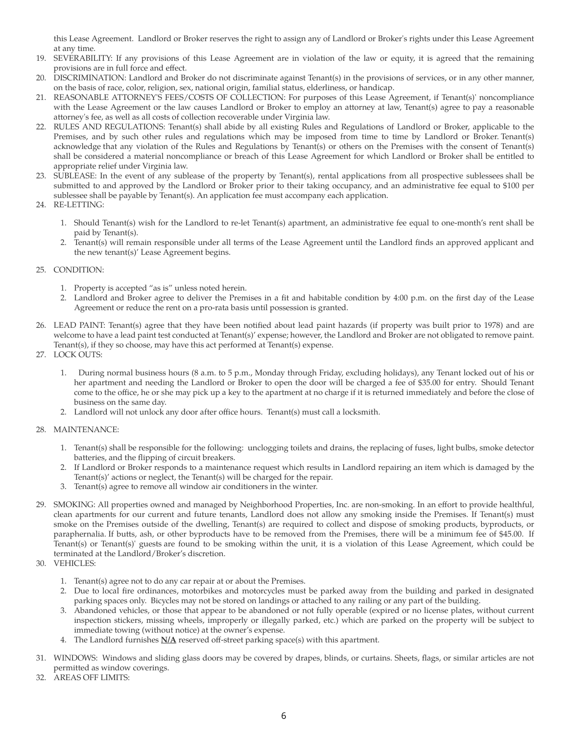this Lease Agreement. Landlord or Broker reserves the right to assign any of Landlord or Broker's rights under this Lease Agreement at any time.

19. SEVERABILITY: If any provisions of this Lease Agreement are in violation of the law or equity, it is agreed that the remaining provisions are in full force and effect.
20. DISCRIMINATION: Landlord and Broker do not discriminate against Tenant(s) in the provisions of services, or in any other manner, on the basis of race, color, religion, sex, national origin, familial status, elderliness, or handicap.
21. REASONABLE ATTORNEY'S FEES/COSTS OF COLLECTION: For purposes of this Lease Agreement, if Tenant(s)' noncompliance with the Lease Agreement or the law causes Landlord or Broker to employ an attorney at law, Tenant(s) agree to pay a reasonable attorney's fee, as well as all costs of collection recoverable under Virginia law.
22. RULES AND REGULATIONS: Tenant(s) shall abide by all existing Rules and Regulations of Landlord or Broker, applicable to the Premises, and by such other rules and regulations which may be imposed from time to time by Landlord or Broker. Tenant(s) acknowledge that any violation of the Rules and Regulations by Tenant(s) or others on the Premises with the consent of Tenant(s) shall be considered a material noncompliance or breach of this Lease Agreement for which Landlord or Broker shall be entitled to appropriate relief under Virginia law.
23. SUBLEASE: In the event of any sublease of the property by Tenant(s), rental applications from all prospective sublessees shall be submitted to and approved by the Landlord or Broker prior to their taking occupancy, and an administrative fee equal to $100 per sublessee shall be payable by Tenant(s). An application fee must accompany each application.
24. RE-LETTING:
    1. Should Tenant(s) wish for the Landlord to re-let Tenant(s) apartment, an administrative fee equal to one-month's rent shall be paid by Tenant(s).
    2. Tenant(s) will remain responsible under all terms of the Lease Agreement until the Landlord finds an approved applicant and the new tenant(s)' Lease Agreement begins.
25. CONDITION:
    1. Property is accepted "as is" unless noted herein.
    2. Landlord and Broker agree to deliver the Premises in a fit and habitable condition by 4:00 p.m. on the first day of the Lease Agreement or reduce the rent on a pro-rata basis until possession is granted.
26. LEAD PAINT: Tenant(s) agree that they have been notified about lead paint hazards (if property was built prior to 1978) and are welcome to have a lead paint test conducted at Tenant(s)' expense; however, the Landlord and Broker are not obligated to remove paint. Tenant(s), if they so choose, may have this act performed at Tenant(s) expense.
27. LOCK OUTS:
    1. During normal business hours (8 a.m. to 5 p.m., Monday through Friday, excluding holidays), any Tenant locked out of his or her apartment and needing the Landlord or Broker to open the door will be charged a fee of $35.00 for entry. Should Tenant come to the office, he or she may pick up a key to the apartment at no charge if it is returned immediately and before the close of business on the same day.
    2. Landlord will not unlock any door after office hours. Tenant(s) must call a locksmith.
28. MAINTENANCE:
    1. Tenant(s) shall be responsible for the following: unclogging toilets and drains, the replacing of fuses, light bulbs, smoke detector batteries, and the flipping of circuit breakers.
    2. If Landlord or Broker responds to a maintenance request which results in Landlord repairing an item which is damaged by the Tenant(s)' actions or neglect, the Tenant(s) will be charged for the repair.
    3. Tenant(s) agree to remove all window air conditioners in the winter.
29. SMOKING: All properties owned and managed by Neighborhood Properties, Inc. are non-smoking. In an effort to provide healthful, clean apartments for our current and future tenants, Landlord does not allow any smoking inside the Premises. If Tenant(s) must smoke on the Premises outside of the dwelling, Tenant(s) are required to collect and dispose of smoking products, byproducts, or paraphernalia. If butts, ash, or other byproducts have to be removed from the Premises, there will be a minimum fee of $45.00. If Tenant(s) or Tenant(s)' guests are found to be smoking within the unit, it is a violation of this Lease Agreement, which could be terminated at the Landlord/Broker's discretion.
30. VEHICLES:
    1. Tenant(s) agree not to do any car repair at or about the Premises.
    2. Due to local fire ordinances, motorbikes and motorcycles must be parked away from the building and parked in designated parking spaces only. Bicycles may not be stored on landings or attached to any railing or any part of the building.
    3. Abandoned vehicles, or those that appear to be abandoned or not fully operable (expired or no license plates, without current inspection stickers, missing wheels, improperly or illegally parked, etc.) which are parked on the property will be subject to immediate towing (without notice) at the owner's expense.
    4. The Landlord furnishes **N/A** reserved off-street parking space(s) with this apartment.
31. WINDOWS: Windows and sliding glass doors may be covered by drapes, blinds, or curtains. Sheets, flags, or similar articles are not permitted as window coverings.
32. AREAS OFF LIMITS: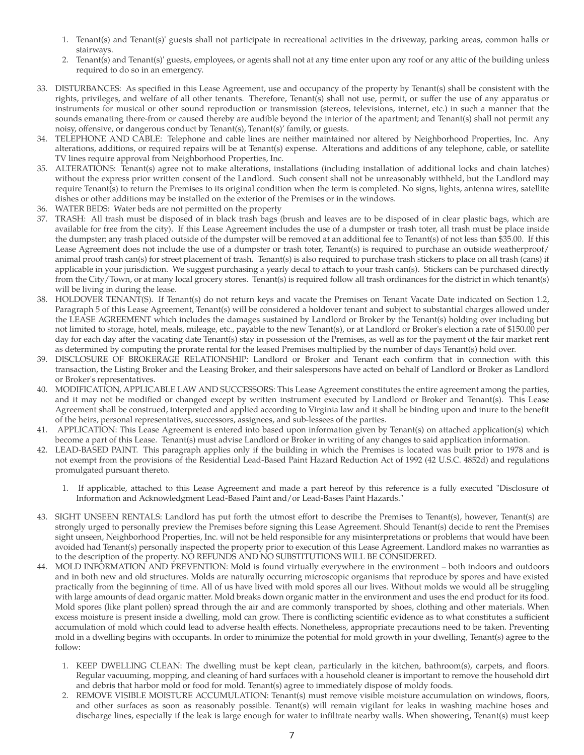1. Tenant(s) and Tenant(s)' guests shall not participate in recreational activities in the driveway, parking areas, common halls or stairways.
2. Tenant(s) and Tenant(s)' guests, employees, or agents shall not at any time enter upon any roof or any attic of the building unless required to do so in an emergency.

33. DISTURBANCES: As specified in this Lease Agreement, use and occupancy of the property by Tenant(s) shall be consistent with the rights, privileges, and welfare of all other tenants. Therefore, Tenant(s) shall not use, permit, or suffer the use of any apparatus or instruments for musical or other sound reproduction or transmission (stereos, televisions, internet, etc.) in such a manner that the sounds emanating there-from or caused thereby are audible beyond the interior of the apartment; and Tenant(s) shall not permit any noisy, offensive, or dangerous conduct by Tenant(s), Tenant(s)' family, or guests.
34. TELEPHONE AND CABLE: Telephone and cable lines are neither maintained nor altered by Neighborhood Properties, Inc. Any alterations, additions, or required repairs will be at Tenant(s) expense. Alterations and additions of any telephone, cable, or satellite TV lines require approval from Neighborhood Properties, Inc.
35. ALTERATIONS: Tenant(s) agree not to make alterations, installations (including installation of additional locks and chain latches) without the express prior written consent of the Landlord. Such consent shall not be unreasonably withheld, but the Landlord may require Tenant(s) to return the Premises to its original condition when the term is completed. No signs, lights, antenna wires, satellite dishes or other additions may be installed on the exterior of the Premises or in the windows.
36. WATER BEDS: Water beds are not permitted on the property
37. TRASH: All trash must be disposed of in black trash bags (brush and leaves are to be disposed of in clear plastic bags, which are available for free from the city). If this Lease Agreement includes the use of a dumpster or trash toter, all trash must be place inside the dumpster; any trash placed outside of the dumpster will be removed at an additional fee to Tenant(s) of not less than $35.00. If this Lease Agreement does not include the use of a dumpster or trash toter, Tenant(s) is required to purchase an outside weatherproof/ animal proof trash can(s) for street placement of trash. Tenant(s) is also required to purchase trash stickers to place on all trash (cans) if applicable in your jurisdiction. We suggest purchasing a yearly decal to attach to your trash can(s). Stickers can be purchased directly from the City/Town, or at many local grocery stores. Tenant(s) is required follow all trash ordinances for the district in which tenant(s) will be living in during the lease.
38. HOLDOVER TENANT(S). If Tenant(s) do not return keys and vacate the Premises on Tenant Vacate Date indicated on Section 1.2, Paragraph 5 of this Lease Agreement, Tenant(s) will be considered a holdover tenant and subject to substantial charges allowed under the LEASE AGREEMENT which includes the damages sustained by Landlord or Broker by the Tenant(s) holding over including but not limited to storage, hotel, meals, mileage, etc., payable to the new Tenant(s), or at Landlord or Broker's election a rate of $150.00 per day for each day after the vacating date Tenant(s) stay in possession of the Premises, as well as for the payment of the fair market rent as determined by computing the prorate rental for the leased Premises multiplied by the number of days Tenant(s) hold over.
39. DISCLOSURE OF BROKERAGE RELATIONSHIP: Landlord or Broker and Tenant each confirm that in connection with this transaction, the Listing Broker and the Leasing Broker, and their salespersons have acted on behalf of Landlord or Broker as Landlord or Broker's representatives.
40. MODIFICATION, APPLICABLE LAW AND SUCCESSORS: This Lease Agreement constitutes the entire agreement among the parties, and it may not be modified or changed except by written instrument executed by Landlord or Broker and Tenant(s). This Lease Agreement shall be construed, interpreted and applied according to Virginia law and it shall be binding upon and inure to the benefit of the heirs, personal representatives, successors, assignees, and sub-lessees of the parties.
41. APPLICATION: This Lease Agreement is entered into based upon information given by Tenant(s) on attached application(s) which become a part of this Lease. Tenant(s) must advise Landlord or Broker in writing of any changes to said application information.
42. LEAD-BASED PAINT. This paragraph applies only if the building in which the Premises is located was built prior to 1978 and is not exempt from the provisions of the Residential Lead-Based Paint Hazard Reduction Act of 1992 (42 U.S.C. 4852d) and regulations promulgated pursuant thereto.

    1. If applicable, attached to this Lease Agreement and made a part hereof by this reference is a fully executed "Disclosure of Information and Acknowledgment Lead-Based Paint and/or Lead-Bases Paint Hazards."

43. SIGHT UNSEEN RENTALS: Landlord has put forth the utmost effort to describe the Premises to Tenant(s), however, Tenant(s) are strongly urged to personally preview the Premises before signing this Lease Agreement. Should Tenant(s) decide to rent the Premises sight unseen, Neighborhood Properties, Inc. will not be held responsible for any misinterpretations or problems that would have been avoided had Tenant(s) personally inspected the property prior to execution of this Lease Agreement. Landlord makes no warranties as to the description of the property. NO REFUNDS AND NO SUBSTITUTIONS WILL BE CONSIDERED.
44. MOLD INFORMATION AND PREVENTION: Mold is found virtually everywhere in the environment – both indoors and outdoors and in both new and old structures. Molds are naturally occurring microscopic organisms that reproduce by spores and have existed practically from the beginning of time. All of us have lived with mold spores all our lives. Without molds we would all be struggling with large amounts of dead organic matter. Mold breaks down organic matter in the environment and uses the end product for its food. Mold spores (like plant pollen) spread through the air and are commonly transported by shoes, clothing and other materials. When excess moisture is present inside a dwelling, mold can grow. There is conflicting scientific evidence as to what constitutes a sufficient accumulation of mold which could lead to adverse health effects. Nonetheless, appropriate precautions need to be taken. Preventing mold in a dwelling begins with occupants. In order to minimize the potential for mold growth in your dwelling, Tenant(s) agree to the follow:

    1. KEEP DWELLING CLEAN: The dwelling must be kept clean, particularly in the kitchen, bathroom(s), carpets, and floors. Regular vacuuming, mopping, and cleaning of hard surfaces with a household cleaner is important to remove the household dirt and debris that harbor mold or food for mold. Tenant(s) agree to immediately dispose of moldy foods.
    2. REMOVE VISIBLE MOISTURE ACCUMULATION: Tenant(s) must remove visible moisture accumulation on windows, floors, and other surfaces as soon as reasonably possible. Tenant(s) will remain vigilant for leaks in washing machine hoses and discharge lines, especially if the leak is large enough for water to infiltrate nearby walls. When showering, Tenant(s) must keep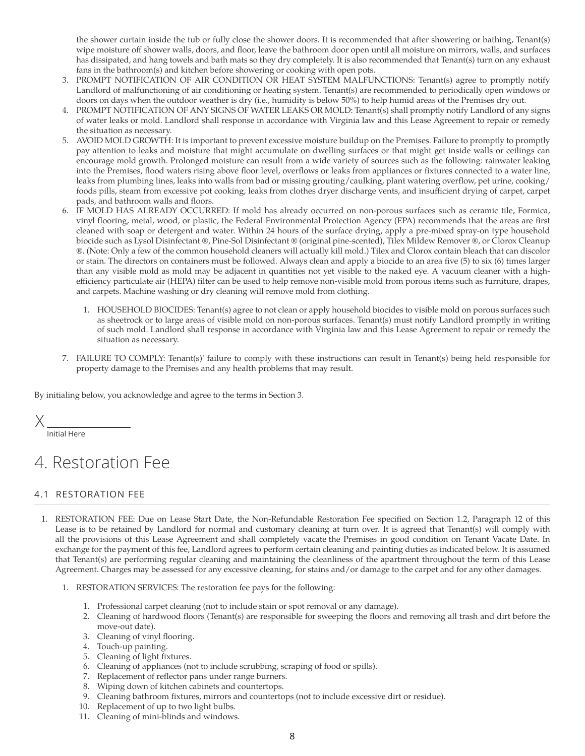the shower curtain inside the tub or fully close the shower doors. It is recommended that after showering or bathing, Tenant(s) wipe moisture off shower walls, doors, and floor, leave the bathroom door open until all moisture on mirrors, walls, and surfaces has dissipated, and hang towels and bath mats so they dry completely. It is also recommended that Tenant(s) turn on any exhaust fans in the bathroom(s) and kitchen before showering or cooking with open pots.

3. PROMPT NOTIFICATION OF AIR CONDITION OR HEAT SYSTEM MALFUNCTIONS: Tenant(s) agree to promptly notify Landlord of malfunctioning of air conditioning or heating system. Tenant(s) are recommended to periodically open windows or doors on days when the outdoor weather is dry (i.e., humidity is below 50%) to help humid areas of the Premises dry out.
4. PROMPT NOTIFICATION OF ANY SIGNS OF WATER LEAKS OR MOLD: Tenant(s) shall promptly notify Landlord of any signs of water leaks or mold. Landlord shall response in accordance with Virginia law and this Lease Agreement to repair or remedy the situation as necessary.
5. AVOID MOLD GROWTH: It is important to prevent excessive moisture buildup on the Premises. Failure to promptly to promptly pay attention to leaks and moisture that might accumulate on dwelling surfaces or that might get inside walls or ceilings can encourage mold growth. Prolonged moisture can result from a wide variety of sources such as the following: rainwater leaking into the Premises, flood waters rising above floor level, overflows or leaks from appliances or fixtures connected to a water line, leaks from plumbing lines, leaks into walls from bad or missing grouting/caulking, plant watering overflow, pet urine, cooking/foods pills, steam from excessive pot cooking, leaks from clothes dryer discharge vents, and insufficient drying of carpet, carpet pads, and bathroom walls and floors.
6. IF MOLD HAS ALREADY OCCURRED: If mold has already occurred on non-porous surfaces such as ceramic tile, Formica, vinyl flooring, metal, wood, or plastic, the Federal Environmental Protection Agency (EPA) recommends that the areas are first cleaned with soap or detergent and water. Within 24 hours of the surface drying, apply a pre-mixed spray-on type household biocide such as Lysol Disinfectant ®, Pine-Sol Disinfectant ® (original pine-scented), Tilex Mildew Remover ®, or Clorox Cleanup ®. (Note: Only a few of the common household cleaners will actually kill mold.) Tilex and Clorox contain bleach that can discolor or stain. The directors on containers must be followed. Always clean and apply a biocide to an area five (5) to six (6) times larger than any visible mold as mold may be adjacent in quantities not yet visible to the naked eye. A vacuum cleaner with a high-efficiency particulate air (HEPA) filter can be used to help remove non-visible mold from porous items such as furniture, drapes, and carpets. Machine washing or dry cleaning will remove mold from clothing.
    1. HOUSEHOLD BIOCIDES: Tenant(s) agree to not clean or apply household biocides to visible mold on porous surfaces such as sheetrock or to large areas of visible mold on non-porous surfaces. Tenant(s) must notify Landlord promptly in writing of such mold. Landlord shall response in accordance with Virginia law and this Lease Agreement to repair or remedy the situation as necessary.
7. FAILURE TO COMPLY: Tenant(s)' failure to comply with these instructions can result in Tenant(s) being held responsible for property damage to the Premises and any health problems that may result.

By initialing below, you acknowledge and agree to the terms in Section 3.

X ____________

Initial Here

# 4. Restoration Fee

## 4.1 RESTORATION FEE

1. RESTORATION FEE: Due on Lease Start Date, the Non-Refundable Restoration Fee specified on Section 1.2, Paragraph 12 of this Lease is to be retained by Landlord for normal and customary cleaning at turn over. It is agreed that Tenant(s) will comply with all the provisions of this Lease Agreement and shall completely vacate the Premises in good condition on Tenant Vacate Date. In exchange for the payment of this fee, Landlord agrees to perform certain cleaning and painting duties as indicated below. It is assumed that Tenant(s) are performing regular cleaning and maintaining the cleanliness of the apartment throughout the term of this Lease Agreement. Charges may be assessed for any excessive cleaning, for stains and/or damage to the carpet and for any other damages.
    1. RESTORATION SERVICES: The restoration fee pays for the following:
        1. Professional carpet cleaning (not to include stain or spot removal or any damage).
        2. Cleaning of hardwood floors (Tenant(s) are responsible for sweeping the floors and removing all trash and dirt before the move-out date).
        3. Cleaning of vinyl flooring.
        4. Touch-up painting.
        5. Cleaning of light fixtures.
        6. Cleaning of appliances (not to include scrubbing, scraping of food or spills).
        7. Replacement of reflector pans under range burners.
        8. Wiping down of kitchen cabinets and countertops.
        9. Cleaning bathroom fixtures, mirrors and countertops (not to include excessive dirt or residue).
        10. Replacement of up to two light bulbs.
        11. Cleaning of mini-blinds and windows.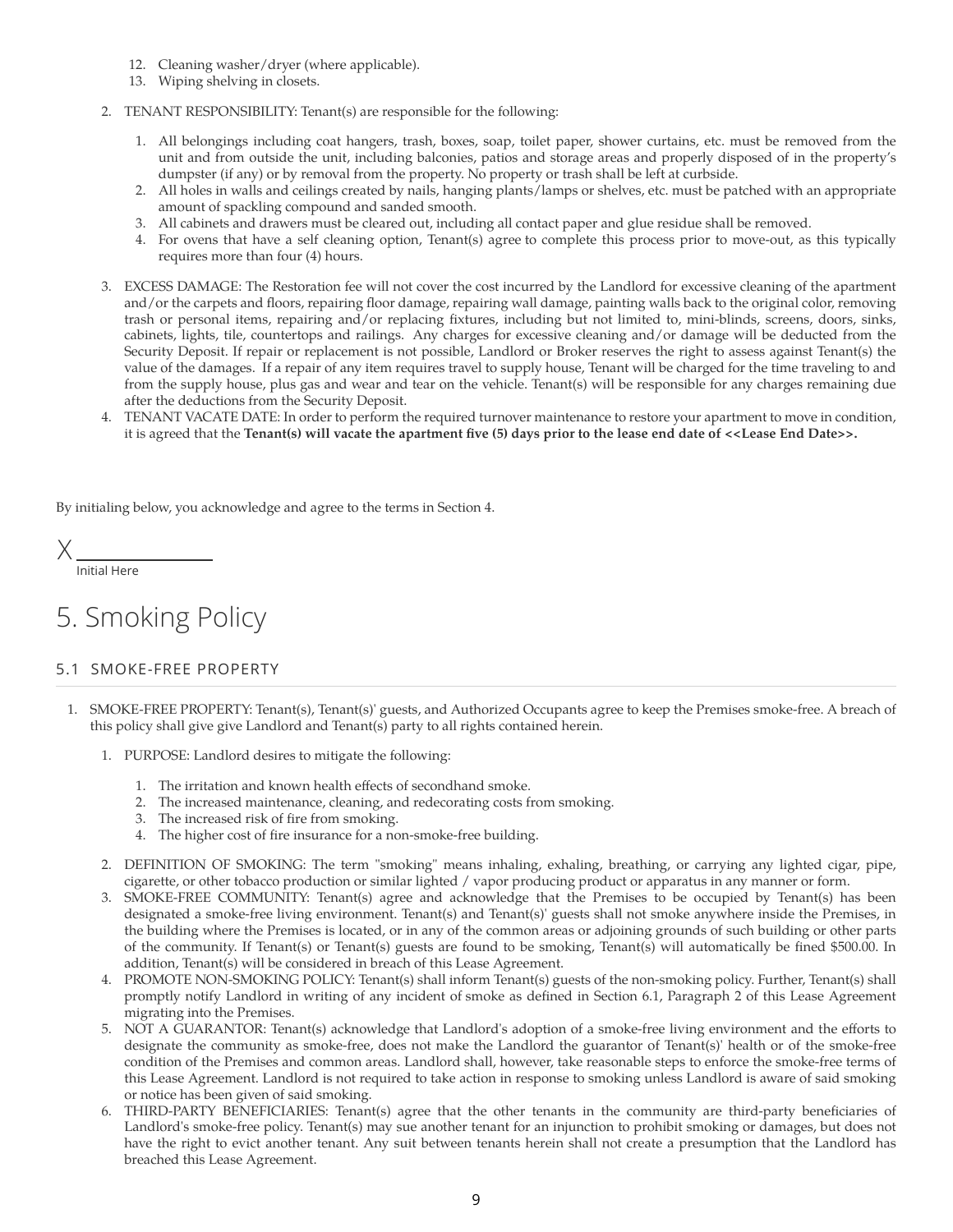12. Cleaning washer/dryer (where applicable).
    13. Wiping shelving in closets.

2. TENANT RESPONSIBILITY: Tenant(s) are responsible for the following:
    1. All belongings including coat hangers, trash, boxes, soap, toilet paper, shower curtains, etc. must be removed from the unit and from outside the unit, including balconies, patios and storage areas and properly disposed of in the property's dumpster (if any) or by removal from the property. No property or trash shall be left at curbside.
    2. All holes in walls and ceilings created by nails, hanging plants/lamps or shelves, etc. must be patched with an appropriate amount of spackling compound and sanded smooth.
    3. All cabinets and drawers must be cleared out, including all contact paper and glue residue shall be removed.
    4. For ovens that have a self cleaning option, Tenant(s) agree to complete this process prior to move-out, as this typically requires more than four (4) hours.
3. EXCESS DAMAGE: The Restoration fee will not cover the cost incurred by the Landlord for excessive cleaning of the apartment and/or the carpets and floors, repairing floor damage, repairing wall damage, painting walls back to the original color, removing trash or personal items, repairing and/or replacing fixtures, including but not limited to, mini-blinds, screens, doors, sinks, cabinets, lights, tile, countertops and railings. Any charges for excessive cleaning and/or damage will be deducted from the Security Deposit. If repair or replacement is not possible, Landlord or Broker reserves the right to assess against Tenant(s) the value of the damages. If a repair of any item requires travel to supply house, Tenant will be charged for the time traveling to and from the supply house, plus gas and wear and tear on the vehicle. Tenant(s) will be responsible for any charges remaining due after the deductions from the Security Deposit.
4. TENANT VACATE DATE: In order to perform the required turnover maintenance to restore your apartment to move in condition, it is agreed that the **Tenant(s) will vacate the apartment five (5) days prior to the lease end date of <<Lease End Date>>.**

By initialing below, you acknowledge and agree to the terms in Section 4.

X \_\_\_\_\_\_\_\_\_\_\_\_
Initial Here

# 5. Smoking Policy

## 5.1 SMOKE-FREE PROPERTY

1. SMOKE-FREE PROPERTY: Tenant(s), Tenant(s)' guests, and Authorized Occupants agree to keep the Premises smoke-free. A breach of this policy shall give give Landlord and Tenant(s) party to all rights contained herein.
    1. PURPOSE: Landlord desires to mitigate the following:
        1. The irritation and known health effects of secondhand smoke.
        2. The increased maintenance, cleaning, and redecorating costs from smoking.
        3. The increased risk of fire from smoking.
        4. The higher cost of fire insurance for a non-smoke-free building.
    2. DEFINITION OF SMOKING: The term "smoking" means inhaling, exhaling, breathing, or carrying any lighted cigar, pipe, cigarette, or other tobacco production or similar lighted / vapor producing product or apparatus in any manner or form.
    3. SMOKE-FREE COMMUNITY: Tenant(s) agree and acknowledge that the Premises to be occupied by Tenant(s) has been designated a smoke-free living environment. Tenant(s) and Tenant(s)' guests shall not smoke anywhere inside the Premises, in the building where the Premises is located, or in any of the common areas or adjoining grounds of such building or other parts of the community. If Tenant(s) or Tenant(s) guests are found to be smoking, Tenant(s) will automatically be fined $500.00. In addition, Tenant(s) will be considered in breach of this Lease Agreement.
    4. PROMOTE NON-SMOKING POLICY: Tenant(s) shall inform Tenant(s) guests of the non-smoking policy. Further, Tenant(s) shall promptly notify Landlord in writing of any incident of smoke as defined in Section 6.1, Paragraph 2 of this Lease Agreement migrating into the Premises.
    5. NOT A GUARANTOR: Tenant(s) acknowledge that Landlord's adoption of a smoke-free living environment and the efforts to designate the community as smoke-free, does not make the Landlord the guarantor of Tenant(s)' health or of the smoke-free condition of the Premises and common areas. Landlord shall, however, take reasonable steps to enforce the smoke-free terms of this Lease Agreement. Landlord is not required to take action in response to smoking unless Landlord is aware of said smoking or notice has been given of said smoking.
    6. THIRD-PARTY BENEFICIARIES: Tenant(s) agree that the other tenants in the community are third-party beneficiaries of Landlord's smoke-free policy. Tenant(s) may sue another tenant for an injunction to prohibit smoking or damages, but does not have the right to evict another tenant. Any suit between tenants herein shall not create a presumption that the Landlord has breached this Lease Agreement.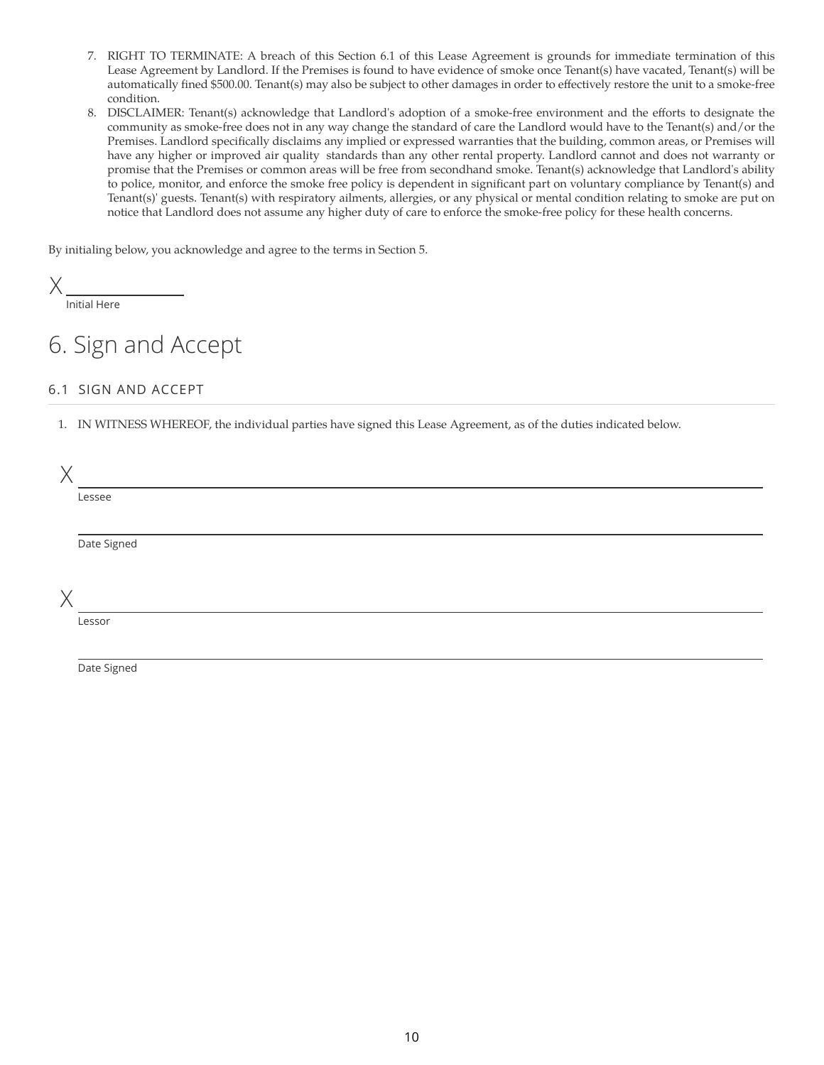7. RIGHT TO TERMINATE: A breach of this Section 6.1 of this Lease Agreement is grounds for immediate termination of this Lease Agreement by Landlord. If the Premises is found to have evidence of smoke once Tenant(s) have vacated, Tenant(s) will be automatically fined $500.00. Tenant(s) may also be subject to other damages in order to effectively restore the unit to a smoke-free condition.
8. DISCLAIMER: Tenant(s) acknowledge that Landlord's adoption of a smoke-free environment and the efforts to designate the community as smoke-free does not in any way change the standard of care the Landlord would have to the Tenant(s) and/or the Premises. Landlord specifically disclaims any implied or expressed warranties that the building, common areas, or Premises will have any higher or improved air quality standards than any other rental property. Landlord cannot and does not warranty or promise that the Premises or common areas will be free from secondhand smoke. Tenant(s) acknowledge that Landlord's ability to police, monitor, and enforce the smoke free policy is dependent in significant part on voluntary compliance by Tenant(s) and Tenant(s)' guests. Tenant(s) with respiratory ailments, allergies, or any physical or mental condition relating to smoke are put on notice that Landlord does not assume any higher duty of care to enforce the smoke-free policy for these health concerns.

By initialing below, you acknowledge and agree to the terms in Section 5.

X ______________

Initial Here

# 6. Sign and Accept

## 6.1 SIGN AND ACCEPT

1. IN WITNESS WHEREOF, the individual parties have signed this Lease Agreement, as of the duties indicated below.

X ______________________________________________

Lessee

______________________________________________

Date Signed

X ______________________________________________

Lessor

______________________________________________

Date Signed